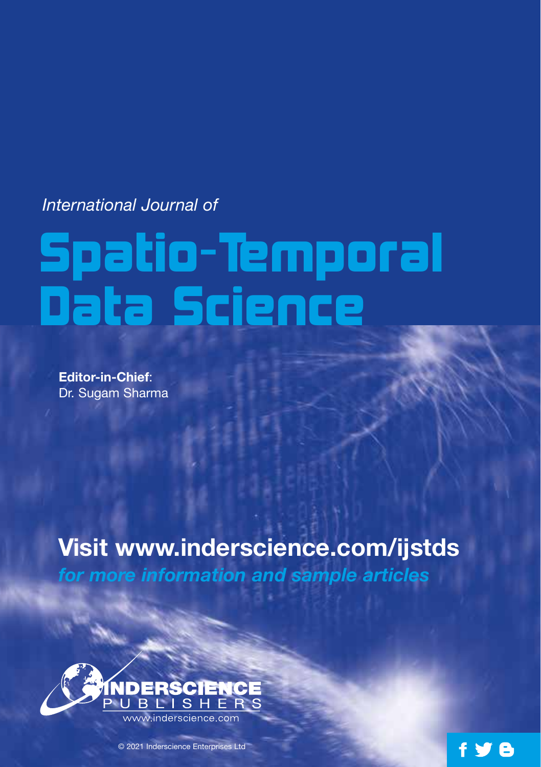*International Journal of*

# Spatio-Temporal Data Science

**Editor-in-Chief**:
Dr. Sugam Sharma

## Visit www.inderscience.com/ijstds

***for more information and sample articles***

INDERSCIENCE PUBLISHERS
www.inderscience.com

© 2021 Inderscience Enterprises Ltd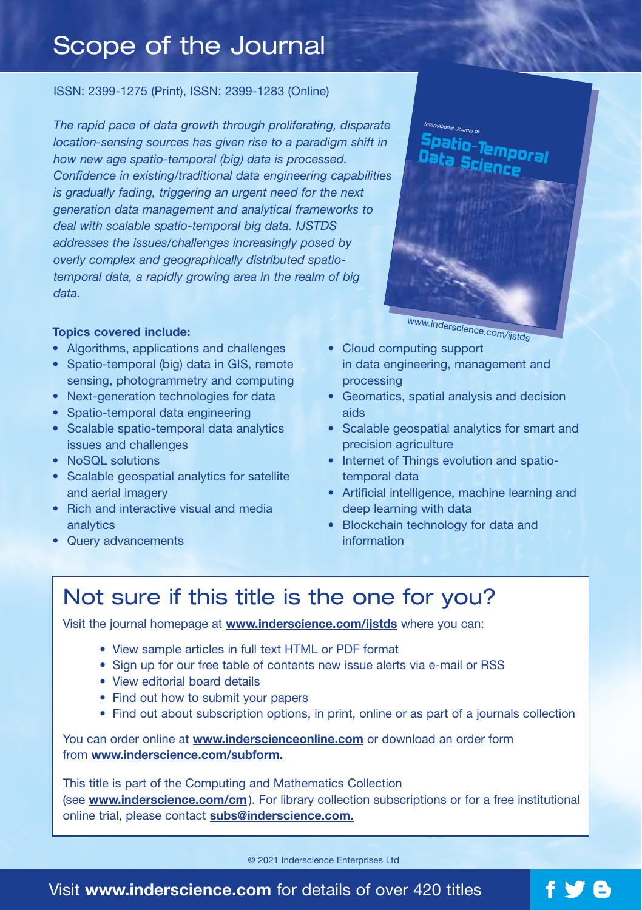# Scope of the Journal

ISSN: 2399-1275 (Print), ISSN: 2399-1283 (Online)

*The rapid pace of data growth through proliferating, disparate location-sensing sources has given rise to a paradigm shift in how new age spatio-temporal (big) data is processed. Confidence in existing/traditional data engineering capabilities is gradually fading, triggering an urgent need for the next generation data management and analytical frameworks to deal with scalable spatio-temporal big data. IJSTDS addresses the issues/challenges increasingly posed by overly complex and geographically distributed spatio-temporal data, a rapidly growing area in the realm of big data.*

International Journal of Spatio-Temporal Data Science

www.inderscience.com/ijstds

**Topics covered include:**

- Algorithms, applications and challenges
- Spatio-temporal (big) data in GIS, remote sensing, photogrammetry and computing
- Next-generation technologies for data
- Spatio-temporal data engineering
- Scalable spatio-temporal data analytics issues and challenges
- NoSQL solutions
- Scalable geospatial analytics for satellite and aerial imagery
- Rich and interactive visual and media analytics
- Query advancements
- Cloud computing support in data engineering, management and processing
- Geomatics, spatial analysis and decision aids
- Scalable geospatial analytics for smart and precision agriculture
- Internet of Things evolution and spatio-temporal data
- Artificial intelligence, machine learning and deep learning with data
- Blockchain technology for data and information

## Not sure if this title is the one for you?

Visit the journal homepage at **www.inderscience.com/ijstds** where you can:

- View sample articles in full text HTML or PDF format
- Sign up for our free table of contents new issue alerts via e-mail or RSS
- View editorial board details
- Find out how to submit your papers
- Find out about subscription options, in print, online or as part of a journals collection

You can order online at **www.inderscienceonline.com** or download an order form from **www.inderscience.com/subform.**

This title is part of the Computing and Mathematics Collection (see **www.inderscience.com/cm**). For library collection subscriptions or for a free institutional online trial, please contact **subs@inderscience.com.**

© 2021 Inderscience Enterprises Ltd

Visit **www.inderscience.com** for details of over 420 titles